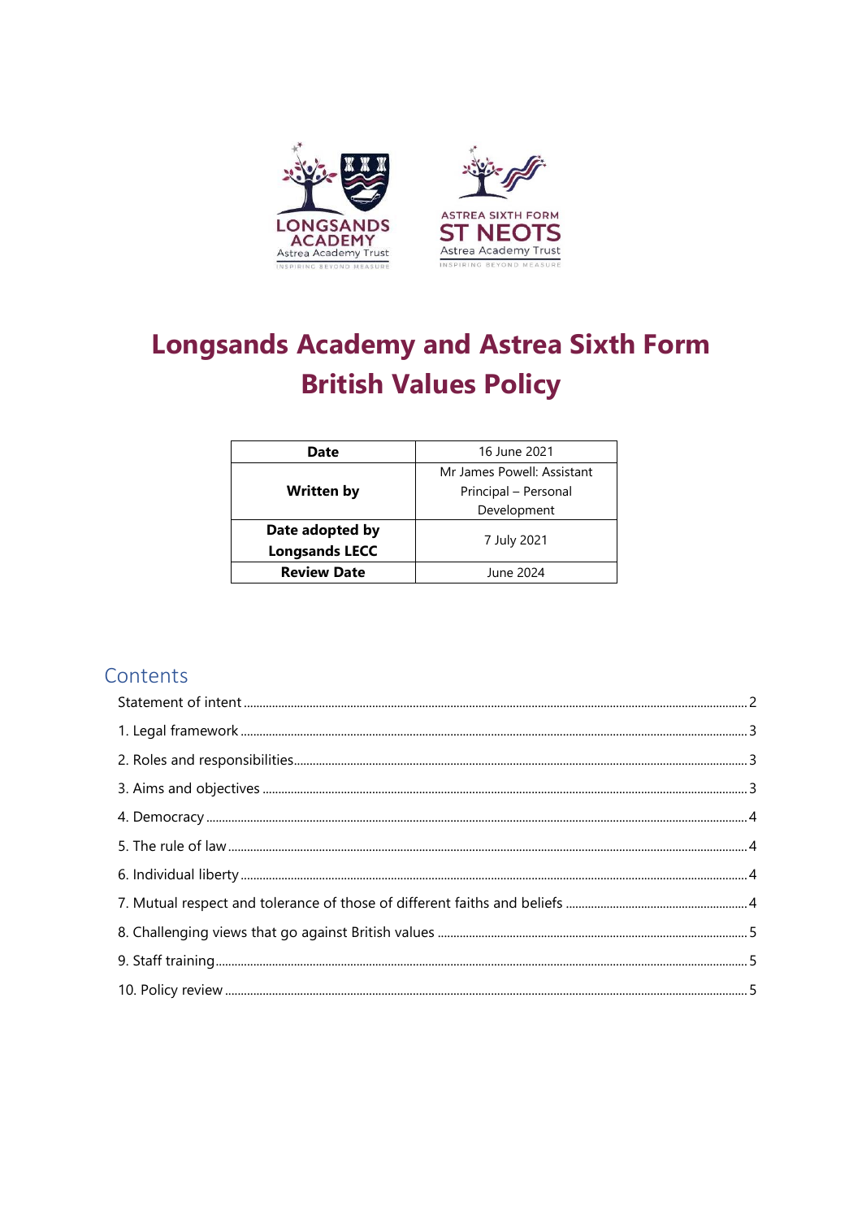# Longsands Academy and Astrea Sixth Form British Values Policy

| | |
|---|---|
| **Date** | 16 June 2021 |
| **Written by** | Mr James Powell: Assistant Principal – Personal Development |
| **Date adopted by Longsands LECC** | 7 July 2021 |
| **Review Date** | June 2024 |

## Contents

Statement of intent ..... 2

1. Legal framework ..... 3
2. Roles and responsibilities ..... 3
3. Aims and objectives ..... 3
4. Democracy ..... 4
5. The rule of law ..... 4
6. Individual liberty ..... 4
7. Mutual respect and tolerance of those of different faiths and beliefs ..... 4
8. Challenging views that go against British values ..... 5
9. Staff training ..... 5
10. Policy review ..... 5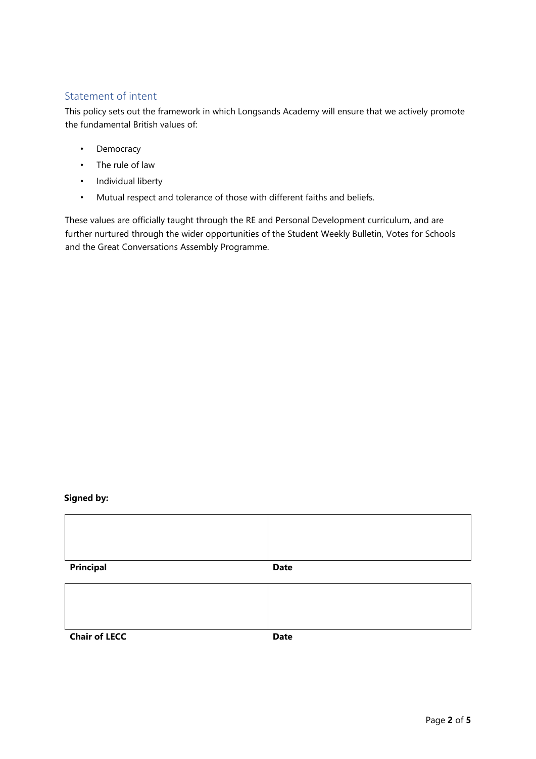## Statement of intent

This policy sets out the framework in which Longsands Academy will ensure that we actively promote the fundamental British values of:

- Democracy
- The rule of law
- Individual liberty
- Mutual respect and tolerance of those with different faiths and beliefs.

These values are officially taught through the RE and Personal Development curriculum, and are further nurtured through the wider opportunities of the Student Weekly Bulletin, Votes for Schools and the Great Conversations Assembly Programme.

**Signed by:**

| | |
|---|---|
| | |
| **Principal** | **Date** |

| | |
|---|---|
| | |
| **Chair of LECC** | **Date** |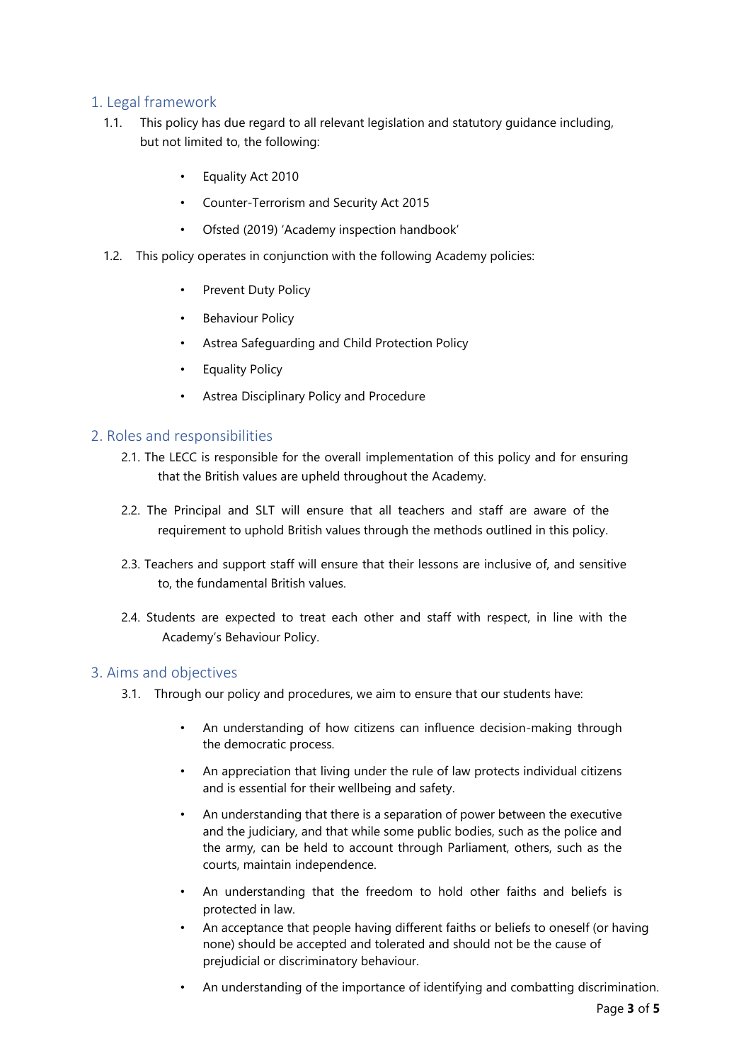## 1. Legal framework

1.1. This policy has due regard to all relevant legislation and statutory guidance including, but not limited to, the following:

- Equality Act 2010
- Counter-Terrorism and Security Act 2015
- Ofsted (2019) 'Academy inspection handbook'

1.2. This policy operates in conjunction with the following Academy policies:

- Prevent Duty Policy
- Behaviour Policy
- Astrea Safeguarding and Child Protection Policy
- Equality Policy
- Astrea Disciplinary Policy and Procedure

## 2. Roles and responsibilities

2.1. The LECC is responsible for the overall implementation of this policy and for ensuring that the British values are upheld throughout the Academy.

2.2. The Principal and SLT will ensure that all teachers and staff are aware of the requirement to uphold British values through the methods outlined in this policy.

2.3. Teachers and support staff will ensure that their lessons are inclusive of, and sensitive to, the fundamental British values.

2.4. Students are expected to treat each other and staff with respect, in line with the Academy's Behaviour Policy.

## 3. Aims and objectives

3.1. Through our policy and procedures, we aim to ensure that our students have:

- An understanding of how citizens can influence decision-making through the democratic process.
- An appreciation that living under the rule of law protects individual citizens and is essential for their wellbeing and safety.
- An understanding that there is a separation of power between the executive and the judiciary, and that while some public bodies, such as the police and the army, can be held to account through Parliament, others, such as the courts, maintain independence.
- An understanding that the freedom to hold other faiths and beliefs is protected in law.
- An acceptance that people having different faiths or beliefs to oneself (or having none) should be accepted and tolerated and should not be the cause of prejudicial or discriminatory behaviour.
- An understanding of the importance of identifying and combatting discrimination.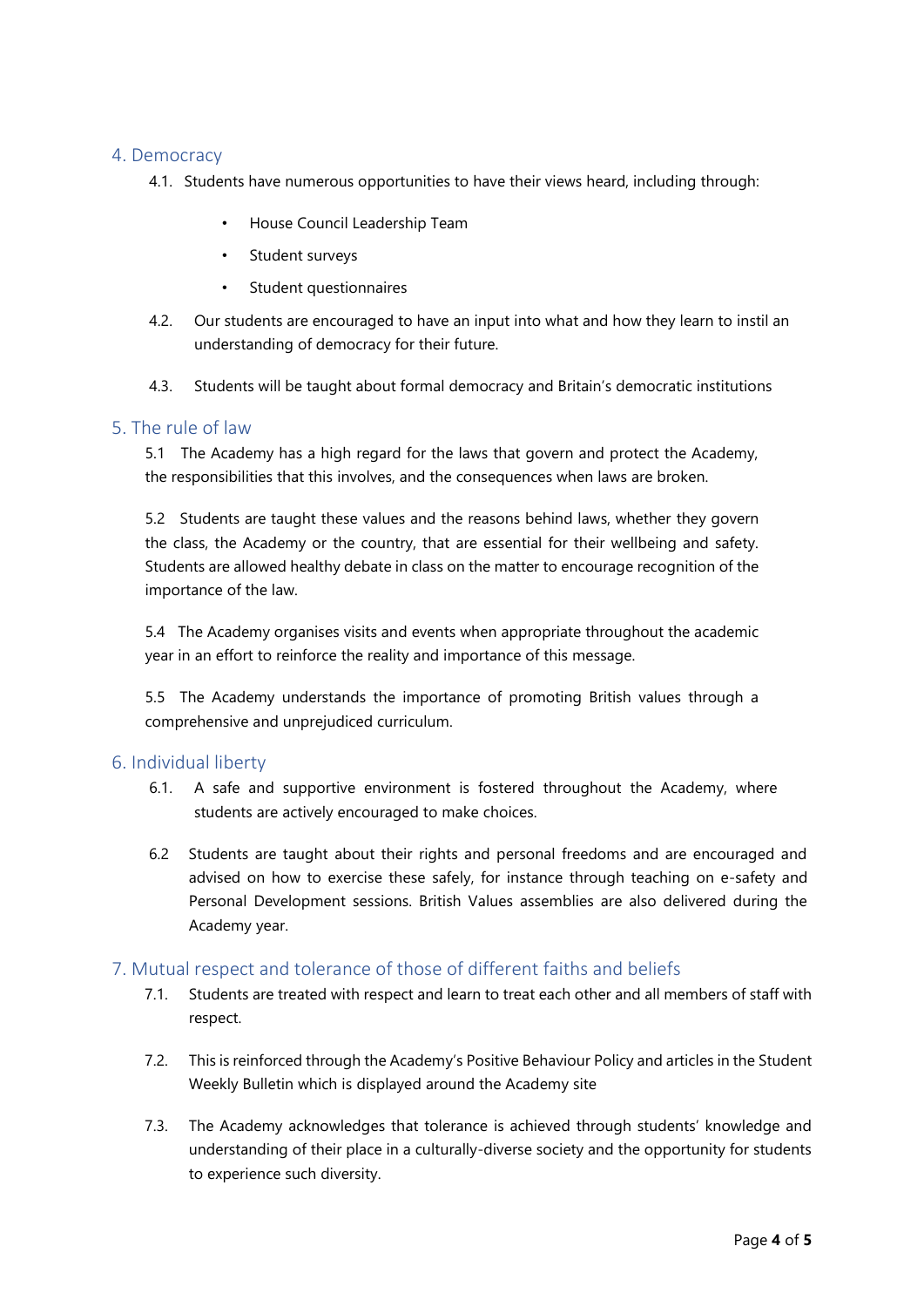## 4. Democracy

4.1. Students have numerous opportunities to have their views heard, including through:

- House Council Leadership Team
- Student surveys
- Student questionnaires

4.2. Our students are encouraged to have an input into what and how they learn to instil an understanding of democracy for their future.

4.3. Students will be taught about formal democracy and Britain's democratic institutions

## 5. The rule of law

5.1 The Academy has a high regard for the laws that govern and protect the Academy, the responsibilities that this involves, and the consequences when laws are broken.

5.2 Students are taught these values and the reasons behind laws, whether they govern the class, the Academy or the country, that are essential for their wellbeing and safety. Students are allowed healthy debate in class on the matter to encourage recognition of the importance of the law.

5.4 The Academy organises visits and events when appropriate throughout the academic year in an effort to reinforce the reality and importance of this message.

5.5 The Academy understands the importance of promoting British values through a comprehensive and unprejudiced curriculum.

## 6. Individual liberty

6.1. A safe and supportive environment is fostered throughout the Academy, where students are actively encouraged to make choices.

6.2 Students are taught about their rights and personal freedoms and are encouraged and advised on how to exercise these safely, for instance through teaching on e-safety and Personal Development sessions. British Values assemblies are also delivered during the Academy year.

## 7. Mutual respect and tolerance of those of different faiths and beliefs

7.1. Students are treated with respect and learn to treat each other and all members of staff with respect.

7.2. This is reinforced through the Academy's Positive Behaviour Policy and articles in the Student Weekly Bulletin which is displayed around the Academy site

7.3. The Academy acknowledges that tolerance is achieved through students' knowledge and understanding of their place in a culturally-diverse society and the opportunity for students to experience such diversity.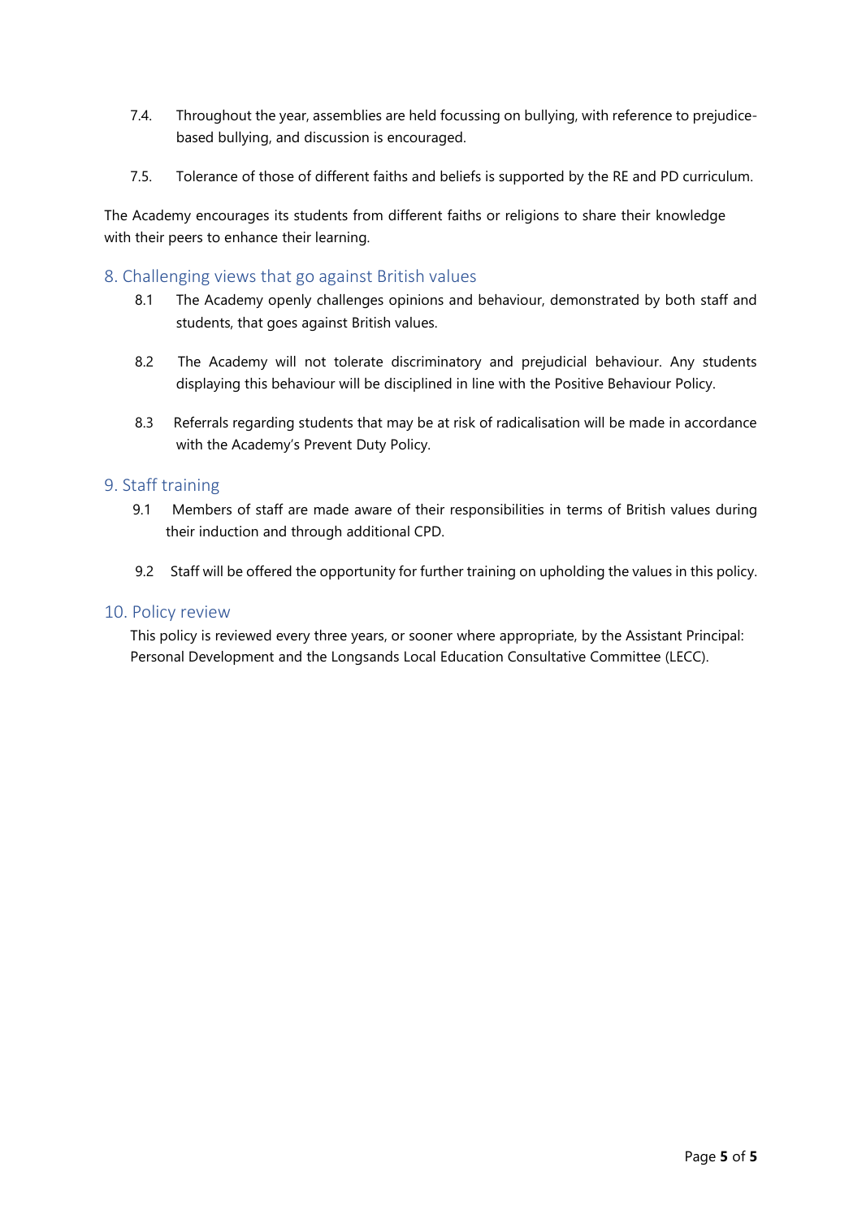7.4. Throughout the year, assemblies are held focussing on bullying, with reference to prejudice-based bullying, and discussion is encouraged.

7.5. Tolerance of those of different faiths and beliefs is supported by the RE and PD curriculum.

The Academy encourages its students from different faiths or religions to share their knowledge with their peers to enhance their learning.

## 8. Challenging views that go against British values

8.1 The Academy openly challenges opinions and behaviour, demonstrated by both staff and students, that goes against British values.

8.2 The Academy will not tolerate discriminatory and prejudicial behaviour. Any students displaying this behaviour will be disciplined in line with the Positive Behaviour Policy.

8.3 Referrals regarding students that may be at risk of radicalisation will be made in accordance with the Academy's Prevent Duty Policy.

## 9. Staff training

9.1 Members of staff are made aware of their responsibilities in terms of British values during their induction and through additional CPD.

9.2 Staff will be offered the opportunity for further training on upholding the values in this policy.

## 10. Policy review

This policy is reviewed every three years, or sooner where appropriate, by the Assistant Principal: Personal Development and the Longsands Local Education Consultative Committee (LECC).